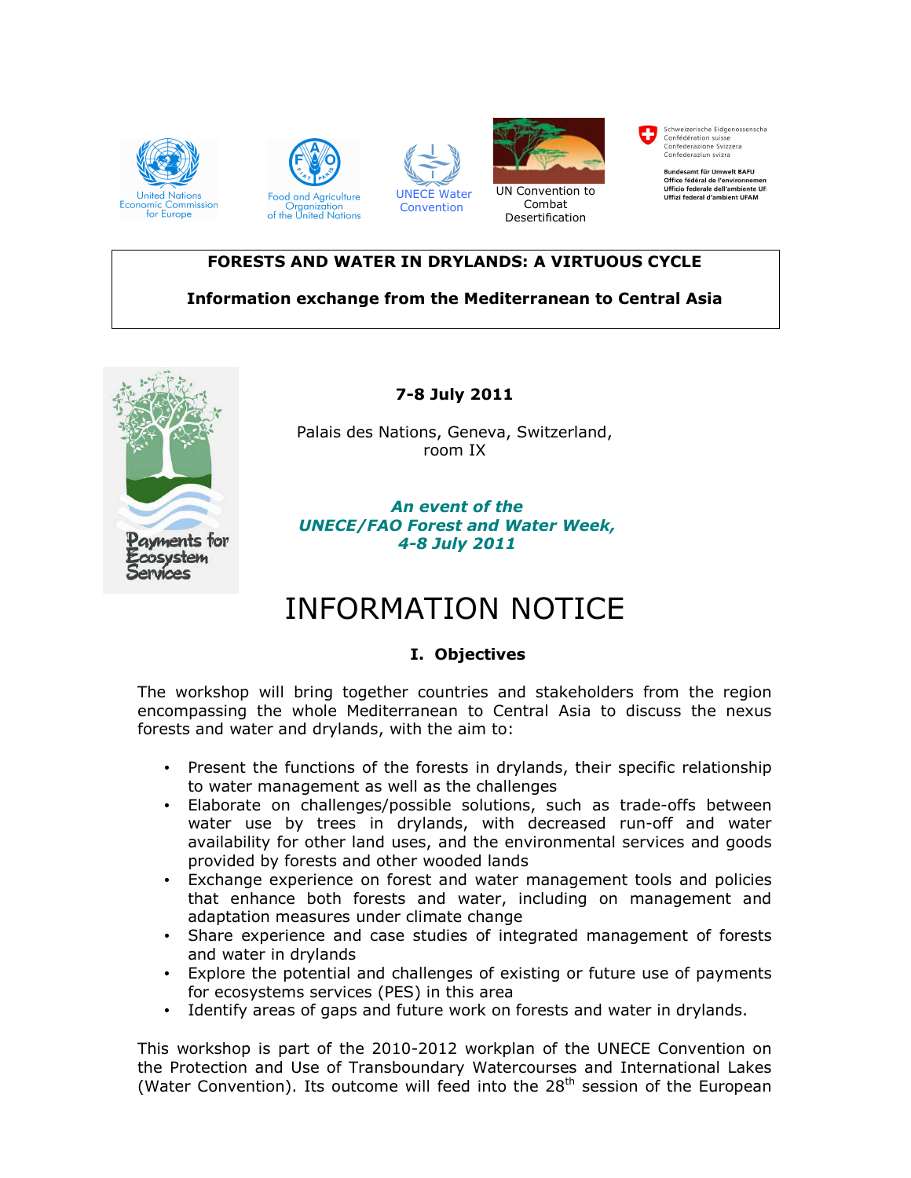United Nations Economic Commission for Europe

Food and Agriculture Organization of the United Nations

UNECE Water Convention

UN Convention to Combat Desertification

Schweizerische Eidgenossenschaft
Confédération suisse
Confederazione Svizzera
Confederaziun svizra

Bundesamt für Umwelt BAFU
Office fédéral de l'environnement
Ufficio federale dell'ambiente UFAM
Uffizi federal d'ambient UFAM

**FORESTS AND WATER IN DRYLANDS: A VIRTUOUS CYCLE**

**Information exchange from the Mediterranean to Central Asia**

Payments for Ecosystem Services

**7-8 July 2011**

Palais des Nations, Geneva, Switzerland, room IX

***An event of the UNECE/FAO Forest and Water Week, 4-8 July 2011***

# INFORMATION NOTICE

## I. Objectives

The workshop will bring together countries and stakeholders from the region encompassing the whole Mediterranean to Central Asia to discuss the nexus forests and water and drylands, with the aim to:

- Present the functions of the forests in drylands, their specific relationship to water management as well as the challenges
- Elaborate on challenges/possible solutions, such as trade-offs between water use by trees in drylands, with decreased run-off and water availability for other land uses, and the environmental services and goods provided by forests and other wooded lands
- Exchange experience on forest and water management tools and policies that enhance both forests and water, including on management and adaptation measures under climate change
- Share experience and case studies of integrated management of forests and water in drylands
- Explore the potential and challenges of existing or future use of payments for ecosystems services (PES) in this area
- Identify areas of gaps and future work on forests and water in drylands.

This workshop is part of the 2010-2012 workplan of the UNECE Convention on the Protection and Use of Transboundary Watercourses and International Lakes (Water Convention). Its outcome will feed into the 28th session of the European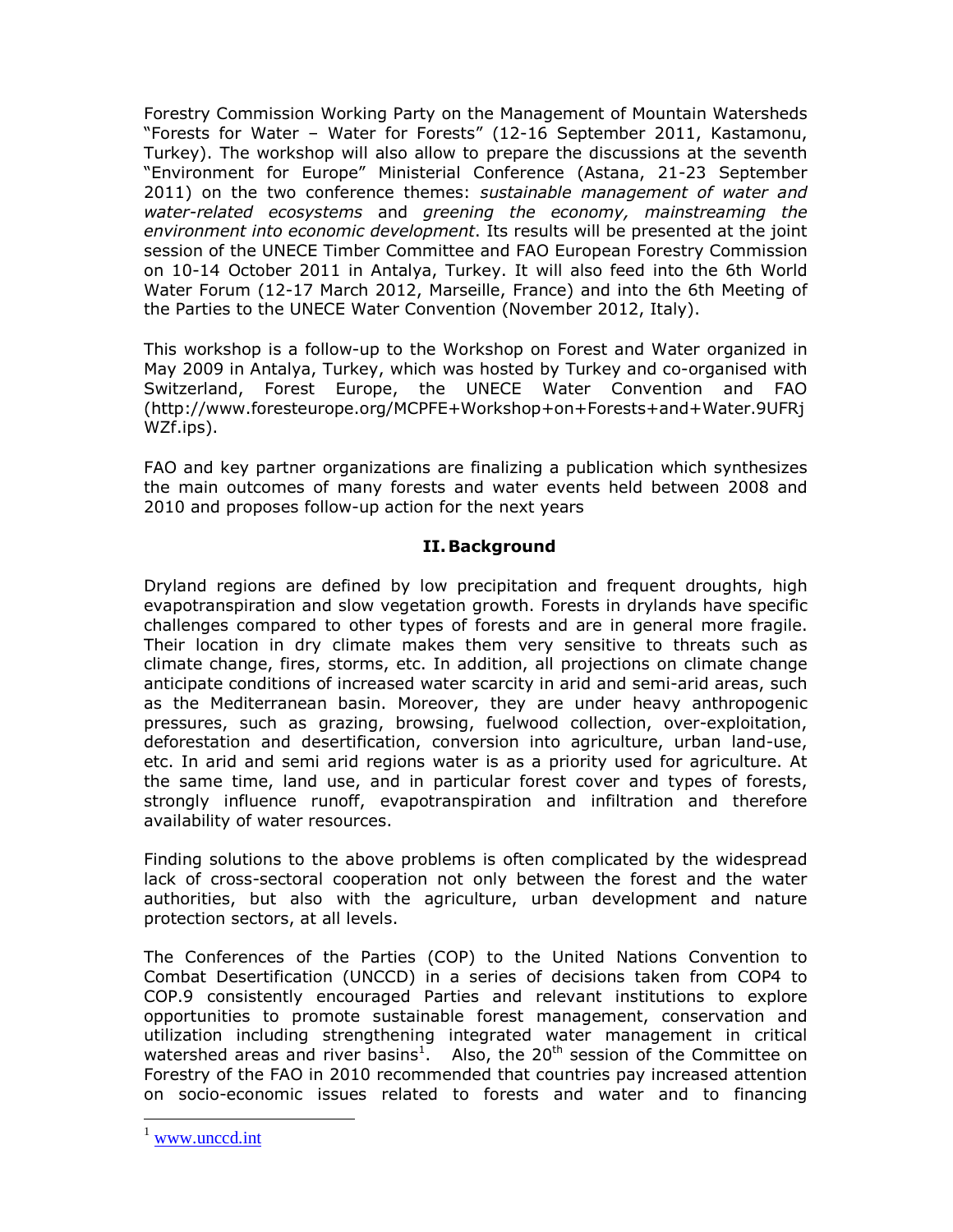Forestry Commission Working Party on the Management of Mountain Watersheds "Forests for Water – Water for Forests" (12-16 September 2011, Kastamonu, Turkey). The workshop will also allow to prepare the discussions at the seventh "Environment for Europe" Ministerial Conference (Astana, 21-23 September 2011) on the two conference themes: *sustainable management of water and water-related ecosystems* and *greening the economy, mainstreaming the environment into economic development*. Its results will be presented at the joint session of the UNECE Timber Committee and FAO European Forestry Commission on 10-14 October 2011 in Antalya, Turkey. It will also feed into the 6th World Water Forum (12-17 March 2012, Marseille, France) and into the 6th Meeting of the Parties to the UNECE Water Convention (November 2012, Italy).

This workshop is a follow-up to the Workshop on Forest and Water organized in May 2009 in Antalya, Turkey, which was hosted by Turkey and co-organised with Switzerland, Forest Europe, the UNECE Water Convention and FAO (http://www.foresteurope.org/MCPFE+Workshop+on+Forests+and+Water.9UFRjWZf.ips).

FAO and key partner organizations are finalizing a publication which synthesizes the main outcomes of many forests and water events held between 2008 and 2010 and proposes follow-up action for the next years

## II. Background

Dryland regions are defined by low precipitation and frequent droughts, high evapotranspiration and slow vegetation growth. Forests in drylands have specific challenges compared to other types of forests and are in general more fragile. Their location in dry climate makes them very sensitive to threats such as climate change, fires, storms, etc. In addition, all projections on climate change anticipate conditions of increased water scarcity in arid and semi-arid areas, such as the Mediterranean basin. Moreover, they are under heavy anthropogenic pressures, such as grazing, browsing, fuelwood collection, over-exploitation, deforestation and desertification, conversion into agriculture, urban land-use, etc. In arid and semi arid regions water is as a priority used for agriculture. At the same time, land use, and in particular forest cover and types of forests, strongly influence runoff, evapotranspiration and infiltration and therefore availability of water resources.

Finding solutions to the above problems is often complicated by the widespread lack of cross-sectoral cooperation not only between the forest and the water authorities, but also with the agriculture, urban development and nature protection sectors, at all levels.

The Conferences of the Parties (COP) to the United Nations Convention to Combat Desertification (UNCCD) in a series of decisions taken from COP4 to COP.9 consistently encouraged Parties and relevant institutions to explore opportunities to promote sustainable forest management, conservation and utilization including strengthening integrated water management in critical watershed areas and river basins[1]. Also, the 20th session of the Committee on Forestry of the FAO in 2010 recommended that countries pay increased attention on socio-economic issues related to forests and water and to financing

[1] www.unccd.int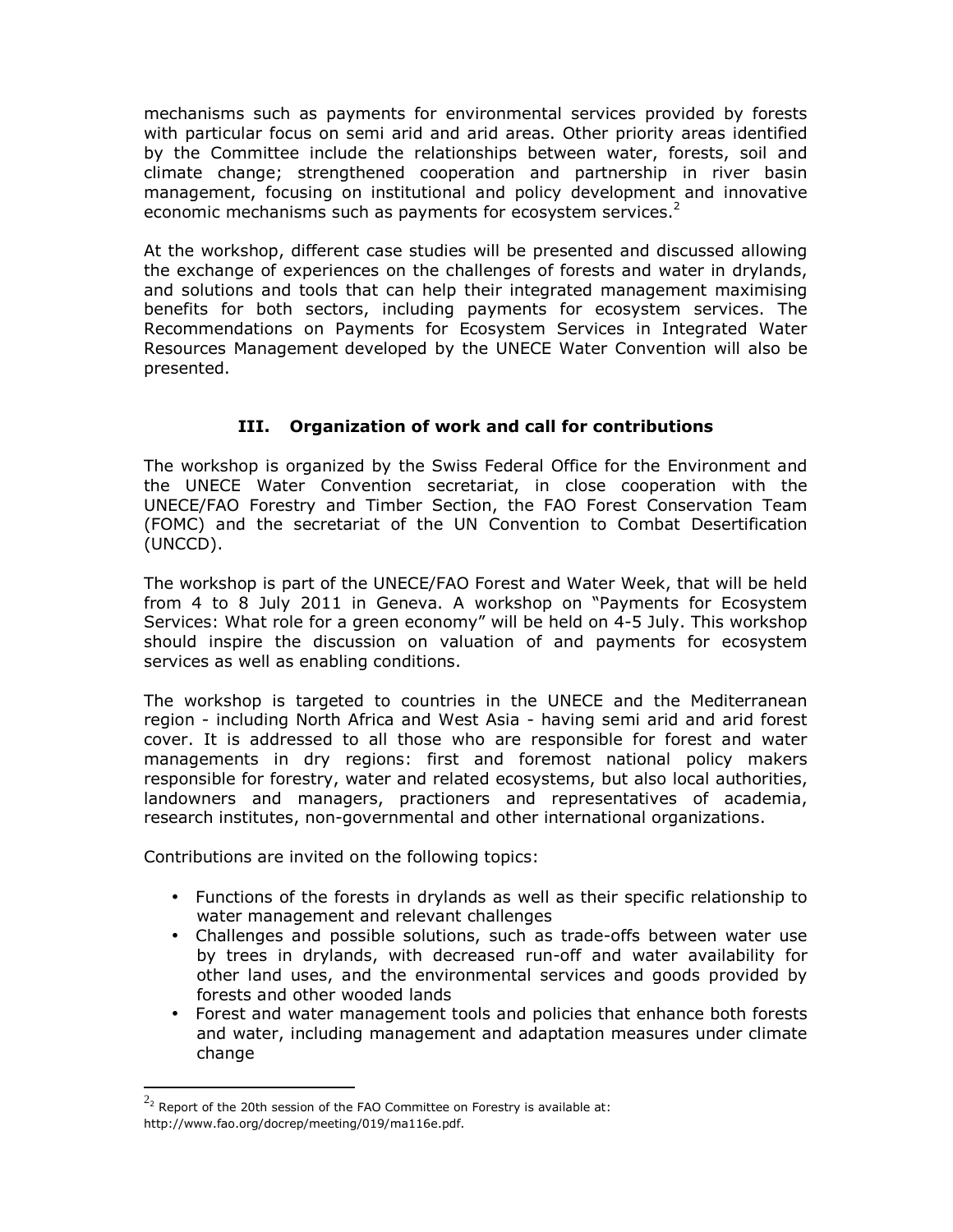mechanisms such as payments for environmental services provided by forests with particular focus on semi arid and arid areas. Other priority areas identified by the Committee include the relationships between water, forests, soil and climate change; strengthened cooperation and partnership in river basin management, focusing on institutional and policy development and innovative economic mechanisms such as payments for ecosystem services.[2]

At the workshop, different case studies will be presented and discussed allowing the exchange of experiences on the challenges of forests and water in drylands, and solutions and tools that can help their integrated management maximising benefits for both sectors, including payments for ecosystem services. The Recommendations on Payments for Ecosystem Services in Integrated Water Resources Management developed by the UNECE Water Convention will also be presented.

## III. Organization of work and call for contributions

The workshop is organized by the Swiss Federal Office for the Environment and the UNECE Water Convention secretariat, in close cooperation with the UNECE/FAO Forestry and Timber Section, the FAO Forest Conservation Team (FOMC) and the secretariat of the UN Convention to Combat Desertification (UNCCD).

The workshop is part of the UNECE/FAO Forest and Water Week, that will be held from 4 to 8 July 2011 in Geneva. A workshop on "Payments for Ecosystem Services: What role for a green economy" will be held on 4-5 July. This workshop should inspire the discussion on valuation of and payments for ecosystem services as well as enabling conditions.

The workshop is targeted to countries in the UNECE and the Mediterranean region - including North Africa and West Asia - having semi arid and arid forest cover. It is addressed to all those who are responsible for forest and water managements in dry regions: first and foremost national policy makers responsible for forestry, water and related ecosystems, but also local authorities, landowners and managers, practioners and representatives of academia, research institutes, non-governmental and other international organizations.

Contributions are invited on the following topics:

- Functions of the forests in drylands as well as their specific relationship to water management and relevant challenges
- Challenges and possible solutions, such as trade-offs between water use by trees in drylands, with decreased run-off and water availability for other land uses, and the environmental services and goods provided by forests and other wooded lands
- Forest and water management tools and policies that enhance both forests and water, including management and adaptation measures under climate change

---

[2] Report of the 20th session of the FAO Committee on Forestry is available at: http://www.fao.org/docrep/meeting/019/ma116e.pdf.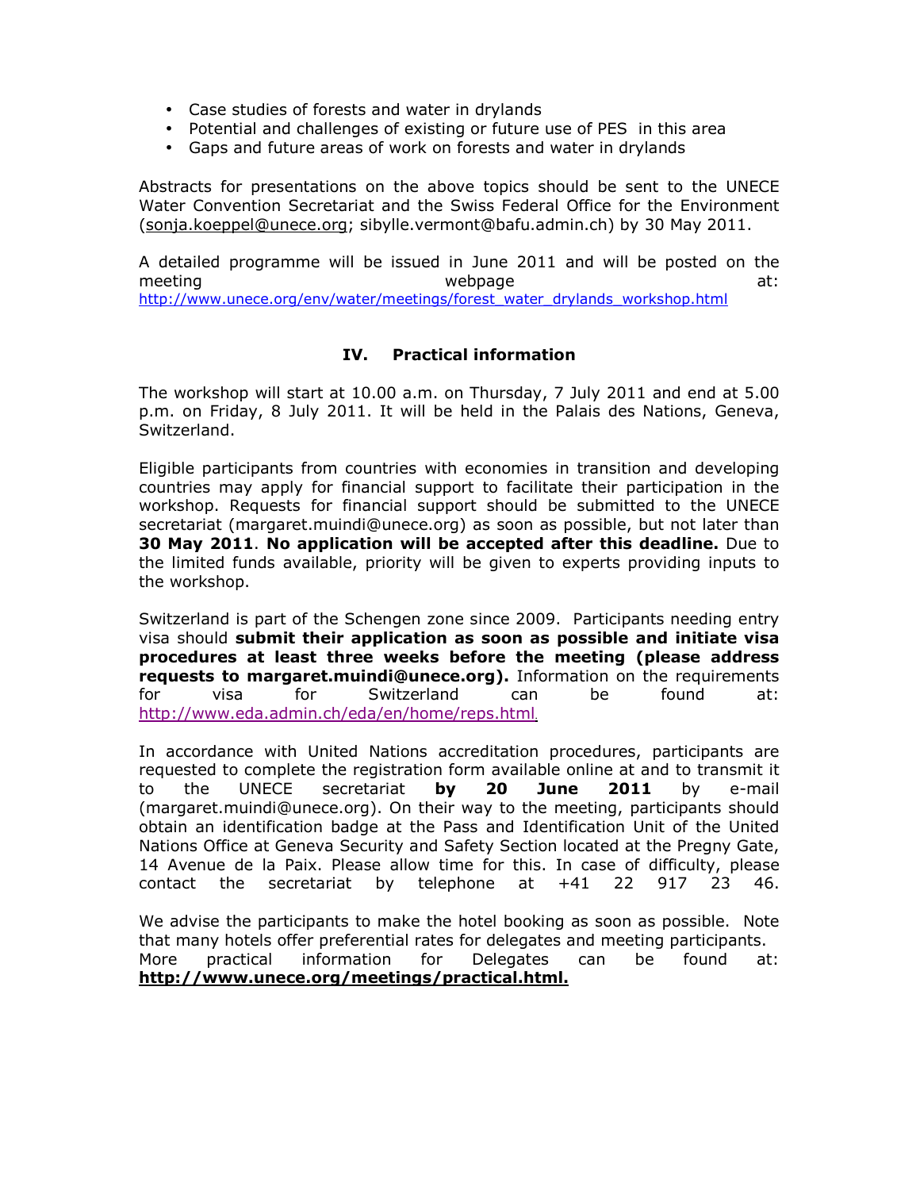- Case studies of forests and water in drylands
- Potential and challenges of existing or future use of PES in this area
- Gaps and future areas of work on forests and water in drylands

Abstracts for presentations on the above topics should be sent to the UNECE Water Convention Secretariat and the Swiss Federal Office for the Environment (sonja.koeppel@unece.org; sibylle.vermont@bafu.admin.ch) by 30 May 2011.

A detailed programme will be issued in June 2011 and will be posted on the meeting webpage at: http://www.unece.org/env/water/meetings/forest_water_drylands_workshop.html

## IV. Practical information

The workshop will start at 10.00 a.m. on Thursday, 7 July 2011 and end at 5.00 p.m. on Friday, 8 July 2011. It will be held in the Palais des Nations, Geneva, Switzerland.

Eligible participants from countries with economies in transition and developing countries may apply for financial support to facilitate their participation in the workshop. Requests for financial support should be submitted to the UNECE secretariat (margaret.muindi@unece.org) as soon as possible, but not later than **30 May 2011**. **No application will be accepted after this deadline.** Due to the limited funds available, priority will be given to experts providing inputs to the workshop.

Switzerland is part of the Schengen zone since 2009. Participants needing entry visa should **submit their application as soon as possible and initiate visa procedures at least three weeks before the meeting (please address requests to margaret.muindi@unece.org).** Information on the requirements for visa for Switzerland can be found at: http://www.eda.admin.ch/eda/en/home/reps.html.

In accordance with United Nations accreditation procedures, participants are requested to complete the registration form available online at and to transmit it to the UNECE secretariat **by 20 June 2011** by e-mail (margaret.muindi@unece.org). On their way to the meeting, participants should obtain an identification badge at the Pass and Identification Unit of the United Nations Office at Geneva Security and Safety Section located at the Pregny Gate, 14 Avenue de la Paix. Please allow time for this. In case of difficulty, please contact the secretariat by telephone at +41 22 917 23 46.

We advise the participants to make the hotel booking as soon as possible. Note that many hotels offer preferential rates for delegates and meeting participants. More practical information for Delegates can be found at: **http://www.unece.org/meetings/practical.html.**